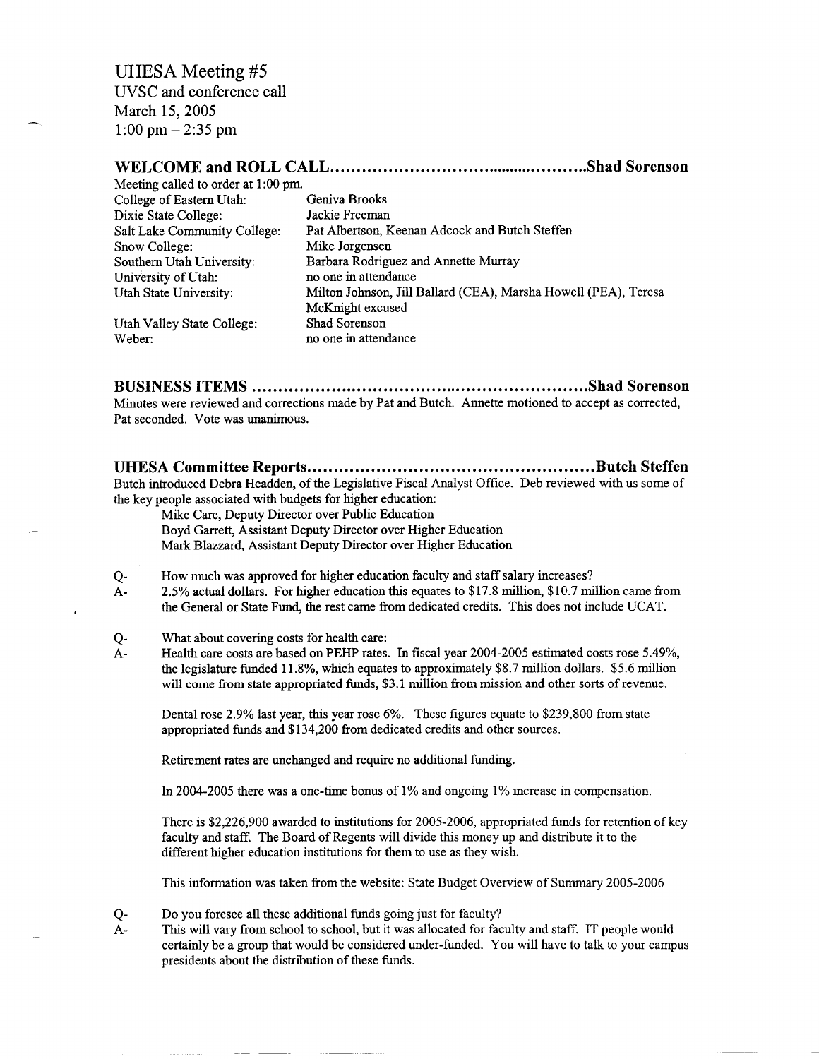# UHESA Meeting #5

UVSC and conference call
March 15, 2005
1:00 pm – 2:35 pm

## WELCOME and ROLL CALL..............................................Shad Sorenson

Meeting called to order at 1:00 pm.

| | |
|---|---|
| College of Eastern Utah: | Geniva Brooks |
| Dixie State College: | Jackie Freeman |
| Salt Lake Community College: | Pat Albertson, Keenan Adcock and Butch Steffen |
| Snow College: | Mike Jorgensen |
| Southern Utah University: | Barbara Rodriguez and Annette Murray |
| University of Utah: | no one in attendance |
| Utah State University: | Milton Johnson, Jill Ballard (CEA), Marsha Howell (PEA), Teresa McKnight excused |
| Utah Valley State College: | Shad Sorenson |
| Weber: | no one in attendance |

## BUSINESS ITEMS ..........................................................Shad Sorenson

Minutes were reviewed and corrections made by Pat and Butch. Annette motioned to accept as corrected, Pat seconded. Vote was unanimous.

## UHESA Committee Reports..................................................Butch Steffen

Butch introduced Debra Headden, of the Legislative Fiscal Analyst Office. Deb reviewed with us some of the key people associated with budgets for higher education:

Mike Care, Deputy Director over Public Education
Boyd Garrett, Assistant Deputy Director over Higher Education
Mark Blazzard, Assistant Deputy Director over Higher Education

Q- How much was approved for higher education faculty and staff salary increases?

A- 2.5% actual dollars. For higher education this equates to $17.8 million, $10.7 million came from the General or State Fund, the rest came from dedicated credits. This does not include UCAT.

Q- What about covering costs for health care:

A- Health care costs are based on PEHP rates. In fiscal year 2004-2005 estimated costs rose 5.49%, the legislature funded 11.8%, which equates to approximately $8.7 million dollars. $5.6 million will come from state appropriated funds, $3.1 million from mission and other sorts of revenue.

Dental rose 2.9% last year, this year rose 6%. These figures equate to $239,800 from state appropriated funds and $134,200 from dedicated credits and other sources.

Retirement rates are unchanged and require no additional funding.

In 2004-2005 there was a one-time bonus of 1% and ongoing 1% increase in compensation.

There is $2,226,900 awarded to institutions for 2005-2006, appropriated funds for retention of key faculty and staff. The Board of Regents will divide this money up and distribute it to the different higher education institutions for them to use as they wish.

This information was taken from the website: State Budget Overview of Summary 2005-2006

Q- Do you foresee all these additional funds going just for faculty?

A- This will vary from school to school, but it was allocated for faculty and staff. IT people would certainly be a group that would be considered under-funded. You will have to talk to your campus presidents about the distribution of these funds.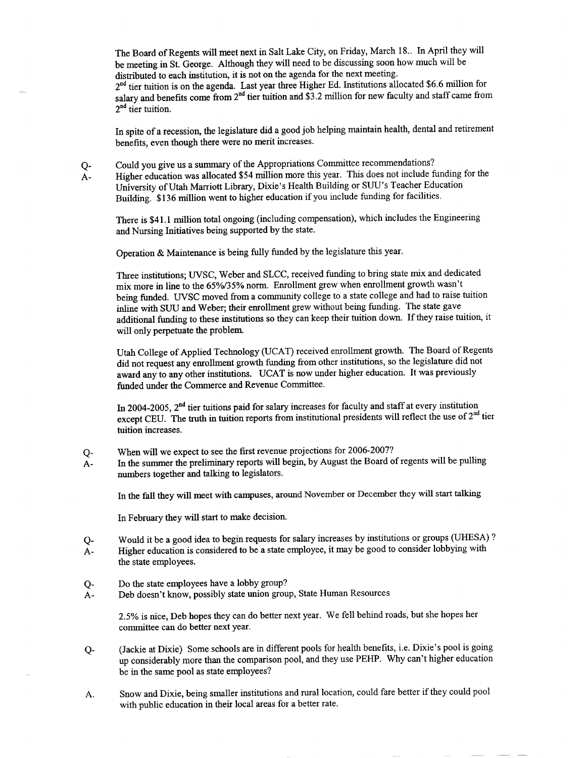The Board of Regents will meet next in Salt Lake City, on Friday, March 18.. In April they will be meeting in St. George. Although they will need to be discussing soon how much will be distributed to each institution, it is not on the agenda for the next meeting.
2nd tier tuition is on the agenda. Last year three Higher Ed. Institutions allocated $6.6 million for salary and benefits come from 2nd tier tuition and $3.2 million for new faculty and staff came from 2nd tier tuition.

In spite of a recession, the legislature did a good job helping maintain health, dental and retirement benefits, even though there were no merit increases.

Q- Could you give us a summary of the Appropriations Committee recommendations?
A- Higher education was allocated $54 million more this year. This does not include funding for the University of Utah Marriott Library, Dixie's Health Building or SUU's Teacher Education Building. $136 million went to higher education if you include funding for facilities.

There is $41.1 million total ongoing (including compensation), which includes the Engineering and Nursing Initiatives being supported by the state.

Operation & Maintenance is being fully funded by the legislature this year.

Three institutions; UVSC, Weber and SLCC, received funding to bring state mix and dedicated mix more in line to the 65%/35% norm. Enrollment grew when enrollment growth wasn't being funded. UVSC moved from a community college to a state college and had to raise tuition inline with SUU and Weber; their enrollment grew without being funding. The state gave additional funding to these institutions so they can keep their tuition down. If they raise tuition, it will only perpetuate the problem.

Utah College of Applied Technology (UCAT) received enrollment growth. The Board of Regents did not request any enrollment growth funding from other institutions, so the legislature did not award any to any other institutions. UCAT is now under higher education. It was previously funded under the Commerce and Revenue Committee.

In 2004-2005, 2nd tier tuitions paid for salary increases for faculty and staff at every institution except CEU. The truth in tuition reports from institutional presidents will reflect the use of 2nd tier tuition increases.

Q- When will we expect to see the first revenue projections for 2006-2007?
A- In the summer the preliminary reports will begin, by August the Board of regents will be pulling numbers together and talking to legislators.

In the fall they will meet with campuses, around November or December they will start talking

In February they will start to make decision.

Q- Would it be a good idea to begin requests for salary increases by institutions or groups (UHESA) ?
A- Higher education is considered to be a state employee, it may be good to consider lobbying with the state employees.

Q- Do the state employees have a lobby group?
A- Deb doesn't know, possibly state union group, State Human Resources

2.5% is nice, Deb hopes they can do better next year. We fell behind roads, but she hopes her committee can do better next year.

Q- (Jackie at Dixie) Some schools are in different pools for health benefits, i.e. Dixie's pool is going up considerably more than the comparison pool, and they use PEHP. Why can't higher education be in the same pool as state employees?

A. Snow and Dixie, being smaller institutions and rural location, could fare better if they could pool with public education in their local areas for a better rate.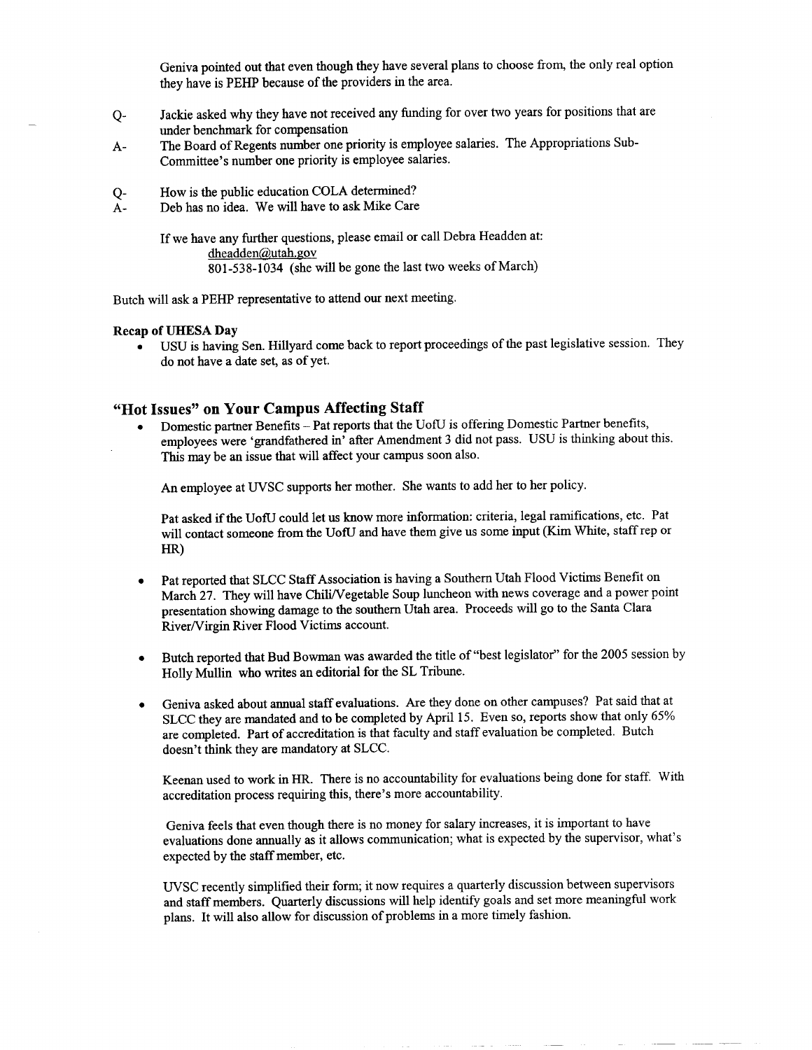Geniva pointed out that even though they have several plans to choose from, the only real option they have is PEHP because of the providers in the area.

Q- Jackie asked why they have not received any funding for over two years for positions that are under benchmark for compensation

A- The Board of Regents number one priority is employee salaries. The Appropriations Sub-Committee's number one priority is employee salaries.

Q- How is the public education COLA determined?

A- Deb has no idea. We will have to ask Mike Care

If we have any further questions, please email or call Debra Headden at:
dheadden@utah.gov
801-538-1034 (she will be gone the last two weeks of March)

Butch will ask a PEHP representative to attend our next meeting.

**Recap of UHESA Day**

- USU is having Sen. Hillyard come back to report proceedings of the past legislative session. They do not have a date set, as of yet.

## "Hot Issues" on Your Campus Affecting Staff

- Domestic partner Benefits – Pat reports that the UofU is offering Domestic Partner benefits, employees were 'grandfathered in' after Amendment 3 did not pass. USU is thinking about this. This may be an issue that will affect your campus soon also.

  An employee at UVSC supports her mother. She wants to add her to her policy.

  Pat asked if the UofU could let us know more information: criteria, legal ramifications, etc. Pat will contact someone from the UofU and have them give us some input (Kim White, staff rep or HR)

- Pat reported that SLCC Staff Association is having a Southern Utah Flood Victims Benefit on March 27. They will have Chili/Vegetable Soup luncheon with news coverage and a power point presentation showing damage to the southern Utah area. Proceeds will go to the Santa Clara River/Virgin River Flood Victims account.

- Butch reported that Bud Bowman was awarded the title of "best legislator" for the 2005 session by Holly Mullin who writes an editorial for the SL Tribune.

- Geniva asked about annual staff evaluations. Are they done on other campuses? Pat said that at SLCC they are mandated and to be completed by April 15. Even so, reports show that only 65% are completed. Part of accreditation is that faculty and staff evaluation be completed. Butch doesn't think they are mandatory at SLCC.

  Keenan used to work in HR. There is no accountability for evaluations being done for staff. With accreditation process requiring this, there's more accountability.

  Geniva feels that even though there is no money for salary increases, it is important to have evaluations done annually as it allows communication; what is expected by the supervisor, what's expected by the staff member, etc.

  UVSC recently simplified their form; it now requires a quarterly discussion between supervisors and staff members. Quarterly discussions will help identify goals and set more meaningful work plans. It will also allow for discussion of problems in a more timely fashion.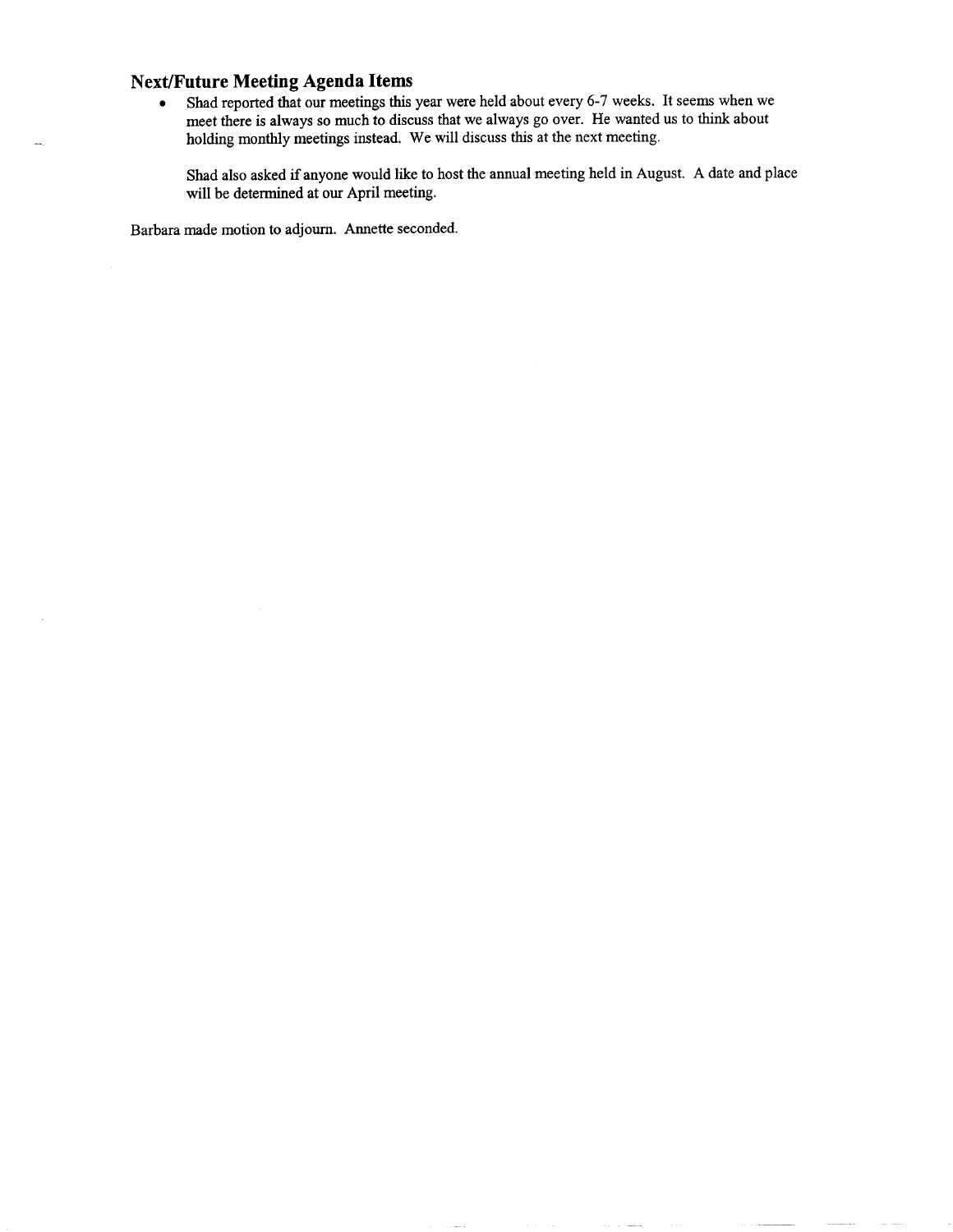## Next/Future Meeting Agenda Items

- Shad reported that our meetings this year were held about every 6-7 weeks. It seems when we meet there is always so much to discuss that we always go over. He wanted us to think about holding monthly meetings instead. We will discuss this at the next meeting.

  Shad also asked if anyone would like to host the annual meeting held in August. A date and place will be determined at our April meeting.

Barbara made motion to adjourn. Annette seconded.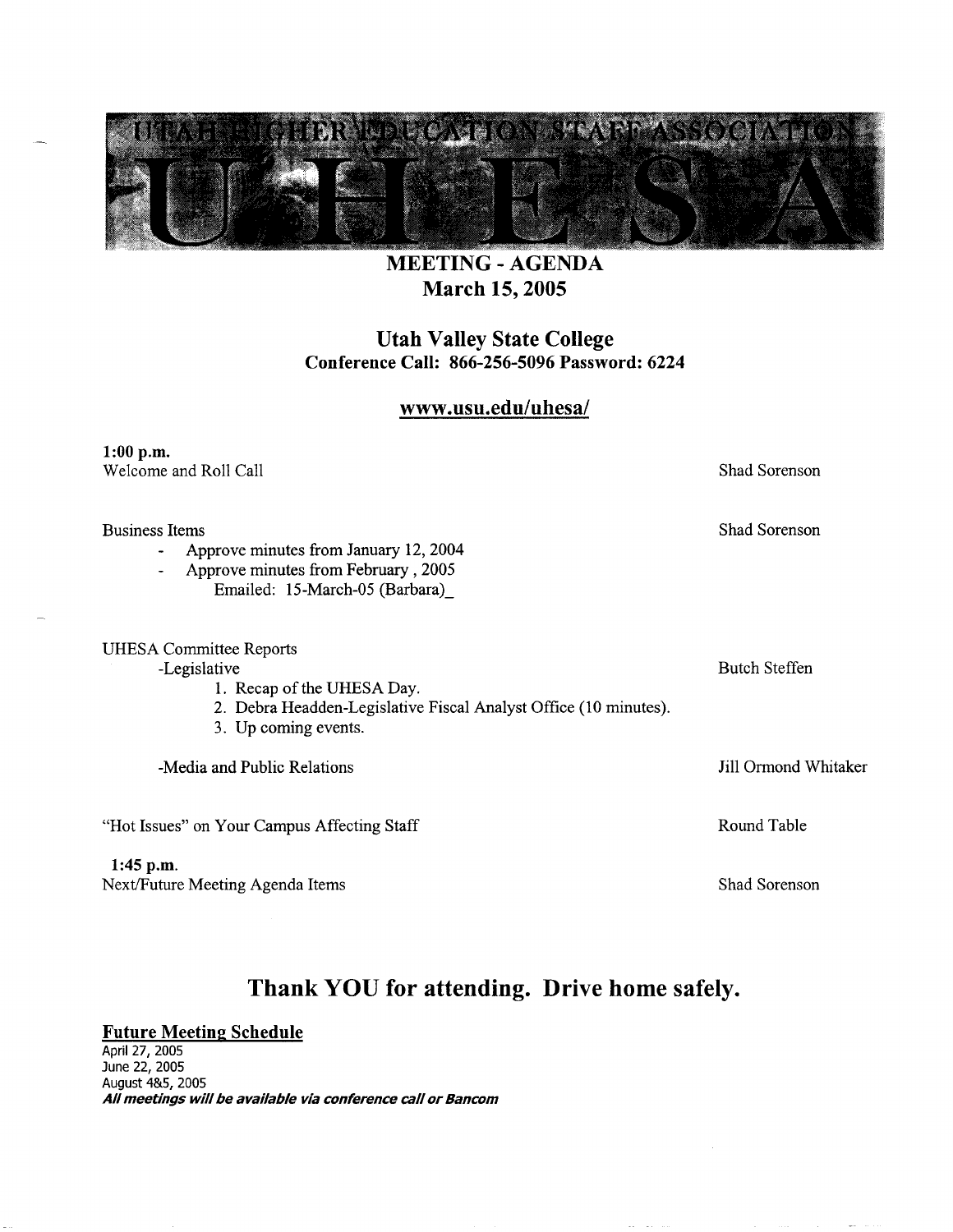UTAH HIGHER EDUCATION STAFF ASSOCIATION

UHESA

## MEETING - AGENDA
## March 15, 2005

### Utah Valley State College
**Conference Call: 866-256-5096 Password: 6224**

**www.usu.edu/uhesa/**

**1:00 p.m.**
Welcome and Roll Call — Shad Sorenson

Business Items — Shad Sorenson
- Approve minutes from January 12, 2004
- Approve minutes from February , 2005
  Emailed: 15-March-05 (Barbara)_

UHESA Committee Reports

-Legislative — Butch Steffen
1. Recap of the UHESA Day.
2. Debra Headden-Legislative Fiscal Analyst Office (10 minutes).
3. Up coming events.

-Media and Public Relations — Jill Ormond Whitaker

"Hot Issues" on Your Campus Affecting Staff — Round Table

**1:45 p.m.**
Next/Future Meeting Agenda Items — Shad Sorenson

## Thank YOU for attending. Drive home safely.

**Future Meeting Schedule**

April 27, 2005
June 22, 2005
August 4&5, 2005
***All meetings will be available via conference call or Bancom***